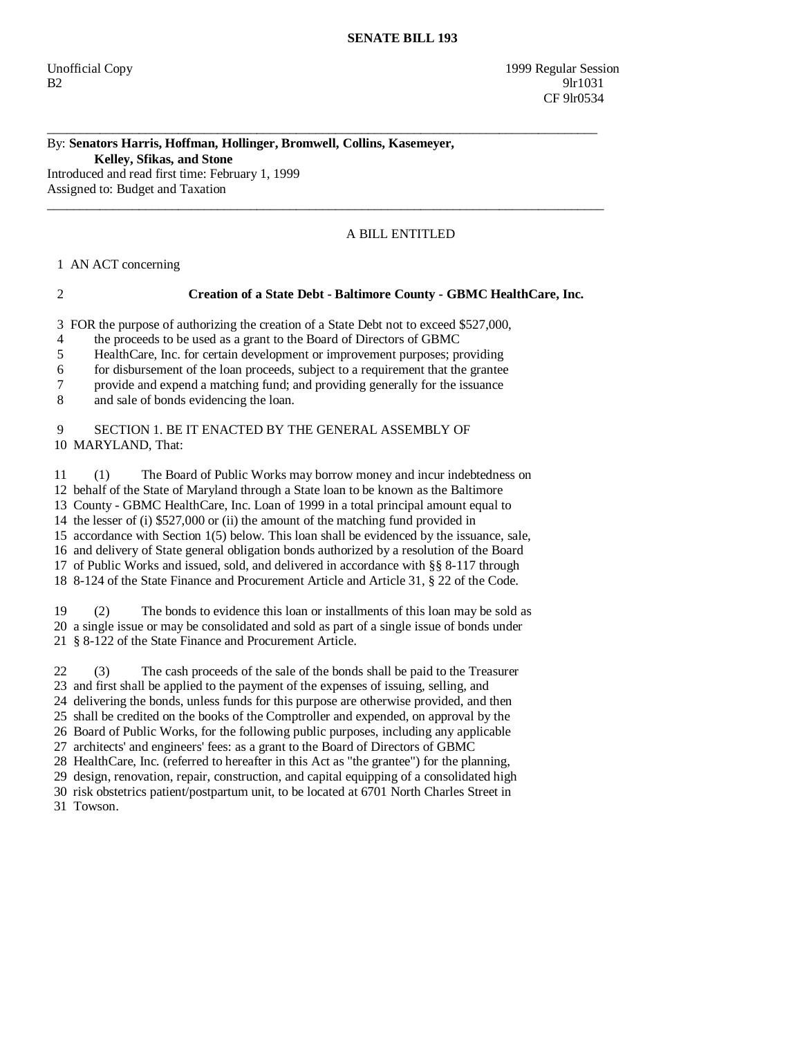# SENATE BILL 193

Unofficial Copy 1999 Regular Session
B2 9lr1031
CF 9lr0534

---

By: **Senators Harris, Hoffman, Hollinger, Bromwell, Collins, Kasemeyer, Kelley, Sfikas, and Stone**
Introduced and read first time: February 1, 1999
Assigned to: Budget and Taxation

---

A BILL ENTITLED

1 AN ACT concerning

2 **Creation of a State Debt - Baltimore County - GBMC HealthCare, Inc.**

3 FOR the purpose of authorizing the creation of a State Debt not to exceed $527,000,
4 the proceeds to be used as a grant to the Board of Directors of GBMC
5 HealthCare, Inc. for certain development or improvement purposes; providing
6 for disbursement of the loan proceeds, subject to a requirement that the grantee
7 provide and expend a matching fund; and providing generally for the issuance
8 and sale of bonds evidencing the loan.

9 SECTION 1. BE IT ENACTED BY THE GENERAL ASSEMBLY OF
10 MARYLAND, That:

11 (1) The Board of Public Works may borrow money and incur indebtedness on
12 behalf of the State of Maryland through a State loan to be known as the Baltimore
13 County - GBMC HealthCare, Inc. Loan of 1999 in a total principal amount equal to
14 the lesser of (i) $527,000 or (ii) the amount of the matching fund provided in
15 accordance with Section 1(5) below. This loan shall be evidenced by the issuance, sale,
16 and delivery of State general obligation bonds authorized by a resolution of the Board
17 of Public Works and issued, sold, and delivered in accordance with §§ 8-117 through
18 8-124 of the State Finance and Procurement Article and Article 31, § 22 of the Code.

19 (2) The bonds to evidence this loan or installments of this loan may be sold as
20 a single issue or may be consolidated and sold as part of a single issue of bonds under
21 § 8-122 of the State Finance and Procurement Article.

22 (3) The cash proceeds of the sale of the bonds shall be paid to the Treasurer
23 and first shall be applied to the payment of the expenses of issuing, selling, and
24 delivering the bonds, unless funds for this purpose are otherwise provided, and then
25 shall be credited on the books of the Comptroller and expended, on approval by the
26 Board of Public Works, for the following public purposes, including any applicable
27 architects' and engineers' fees: as a grant to the Board of Directors of GBMC
28 HealthCare, Inc. (referred to hereafter in this Act as "the grantee") for the planning,
29 design, renovation, repair, construction, and capital equipping of a consolidated high
30 risk obstetrics patient/postpartum unit, to be located at 6701 North Charles Street in
31 Towson.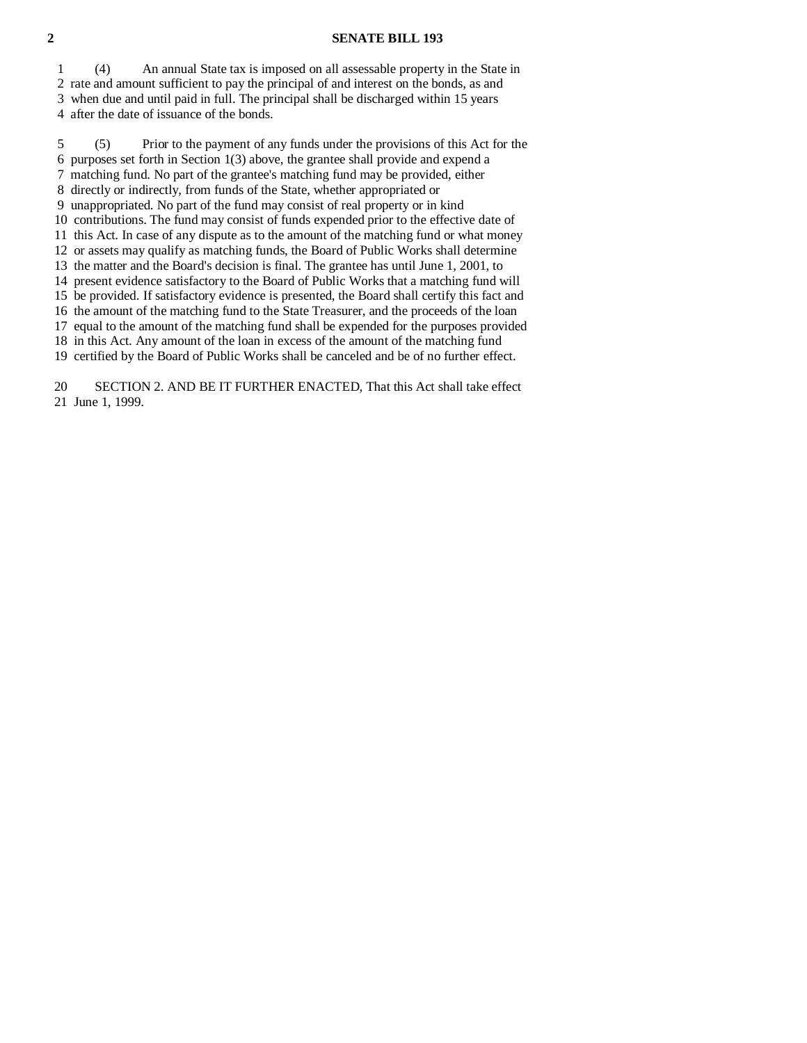(4) An annual State tax is imposed on all assessable property in the State in rate and amount sufficient to pay the principal of and interest on the bonds, as and when due and until paid in full. The principal shall be discharged within 15 years after the date of issuance of the bonds.

(5) Prior to the payment of any funds under the provisions of this Act for the purposes set forth in Section 1(3) above, the grantee shall provide and expend a matching fund. No part of the grantee's matching fund may be provided, either directly or indirectly, from funds of the State, whether appropriated or unappropriated. No part of the fund may consist of real property or in kind contributions. The fund may consist of funds expended prior to the effective date of this Act. In case of any dispute as to the amount of the matching fund or what money or assets may qualify as matching funds, the Board of Public Works shall determine the matter and the Board's decision is final. The grantee has until June 1, 2001, to present evidence satisfactory to the Board of Public Works that a matching fund will be provided. If satisfactory evidence is presented, the Board shall certify this fact and the amount of the matching fund to the State Treasurer, and the proceeds of the loan equal to the amount of the matching fund shall be expended for the purposes provided in this Act. Any amount of the loan in excess of the amount of the matching fund certified by the Board of Public Works shall be canceled and be of no further effect.

SECTION 2. AND BE IT FURTHER ENACTED, That this Act shall take effect June 1, 1999.